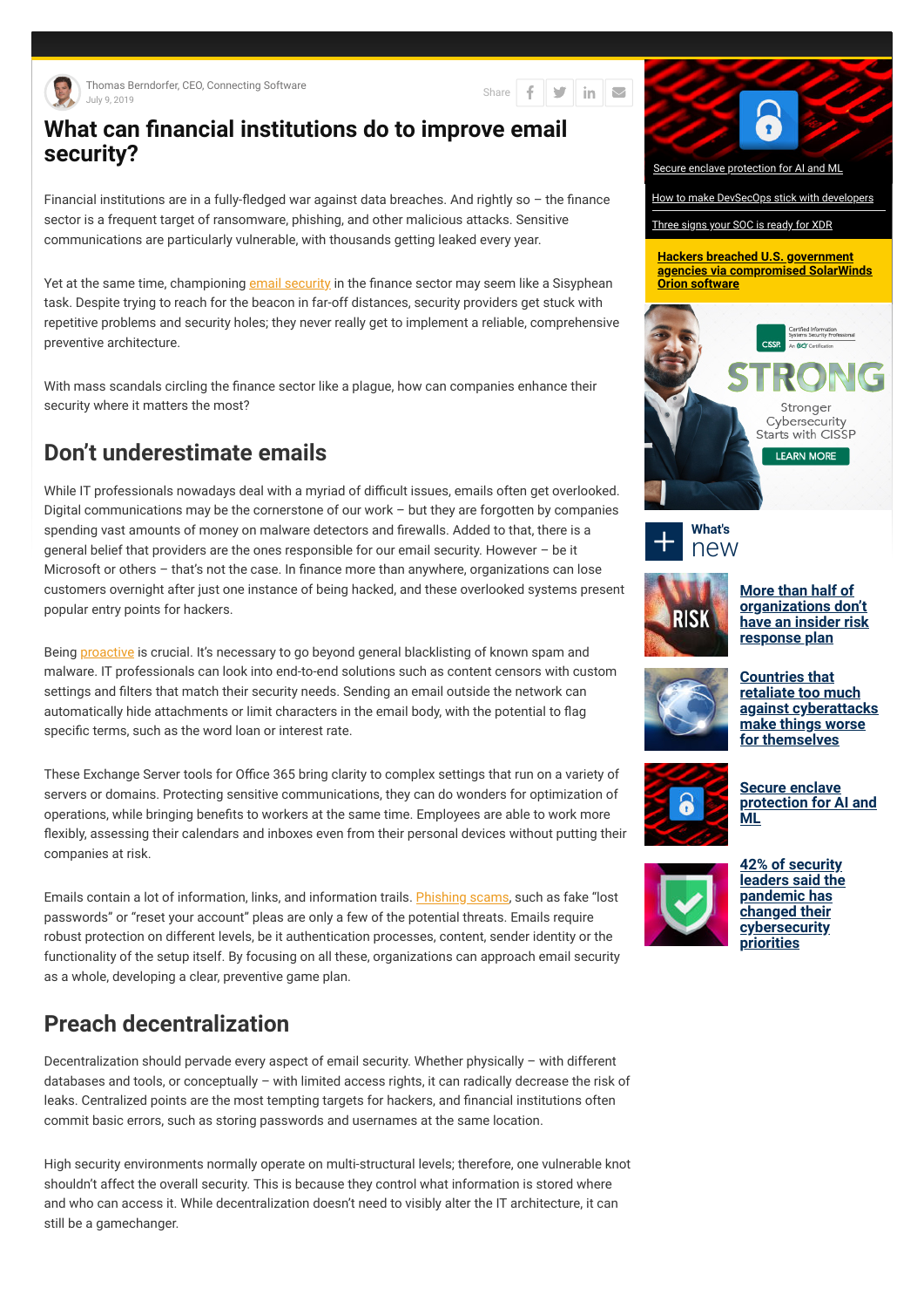Thomas Berndorfer, CEO, Connecting Software
July 9, 2019

# What can financial institutions do to improve email security?

Financial institutions are in a fully-fledged war against data breaches. And rightly so – the finance sector is a frequent target of ransomware, phishing, and other malicious attacks. Sensitive communications are particularly vulnerable, with thousands getting leaked every year.

Yet at the same time, championing email security in the finance sector may seem like a Sisyphean task. Despite trying to reach for the beacon in far-off distances, security providers get stuck with repetitive problems and security holes; they never really get to implement a reliable, comprehensive preventive architecture.

With mass scandals circling the finance sector like a plague, how can companies enhance their security where it matters the most?

## Don't underestimate emails

While IT professionals nowadays deal with a myriad of difficult issues, emails often get overlooked. Digital communications may be the cornerstone of our work – but they are forgotten by companies spending vast amounts of money on malware detectors and firewalls. Added to that, there is a general belief that providers are the ones responsible for our email security. However – be it Microsoft or others – that's not the case. In finance more than anywhere, organizations can lose customers overnight after just one instance of being hacked, and these overlooked systems present popular entry points for hackers.

Being proactive is crucial. It's necessary to go beyond general blacklisting of known spam and malware. IT professionals can look into end-to-end solutions such as content censors with custom settings and filters that match their security needs. Sending an email outside the network can automatically hide attachments or limit characters in the email body, with the potential to flag specific terms, such as the word loan or interest rate.

These Exchange Server tools for Office 365 bring clarity to complex settings that run on a variety of servers or domains. Protecting sensitive communications, they can do wonders for optimization of operations, while bringing benefits to workers at the same time. Employees are able to work more flexibly, assessing their calendars and inboxes even from their personal devices without putting their companies at risk.

Emails contain a lot of information, links, and information trails. Phishing scams, such as fake "lost passwords" or "reset your account" pleas are only a few of the potential threats. Emails require robust protection on different levels, be it authentication processes, content, sender identity or the functionality of the setup itself. By focusing on all these, organizations can approach email security as a whole, developing a clear, preventive game plan.

## Preach decentralization

Decentralization should pervade every aspect of email security. Whether physically – with different databases and tools, or conceptually – with limited access rights, it can radically decrease the risk of leaks. Centralized points are the most tempting targets for hackers, and financial institutions often commit basic errors, such as storing passwords and usernames at the same location.

High security environments normally operate on multi-structural levels; therefore, one vulnerable knot shouldn't affect the overall security. This is because they control what information is stored where and who can access it. While decentralization doesn't need to visibly alter the IT architecture, it can still be a gamechanger.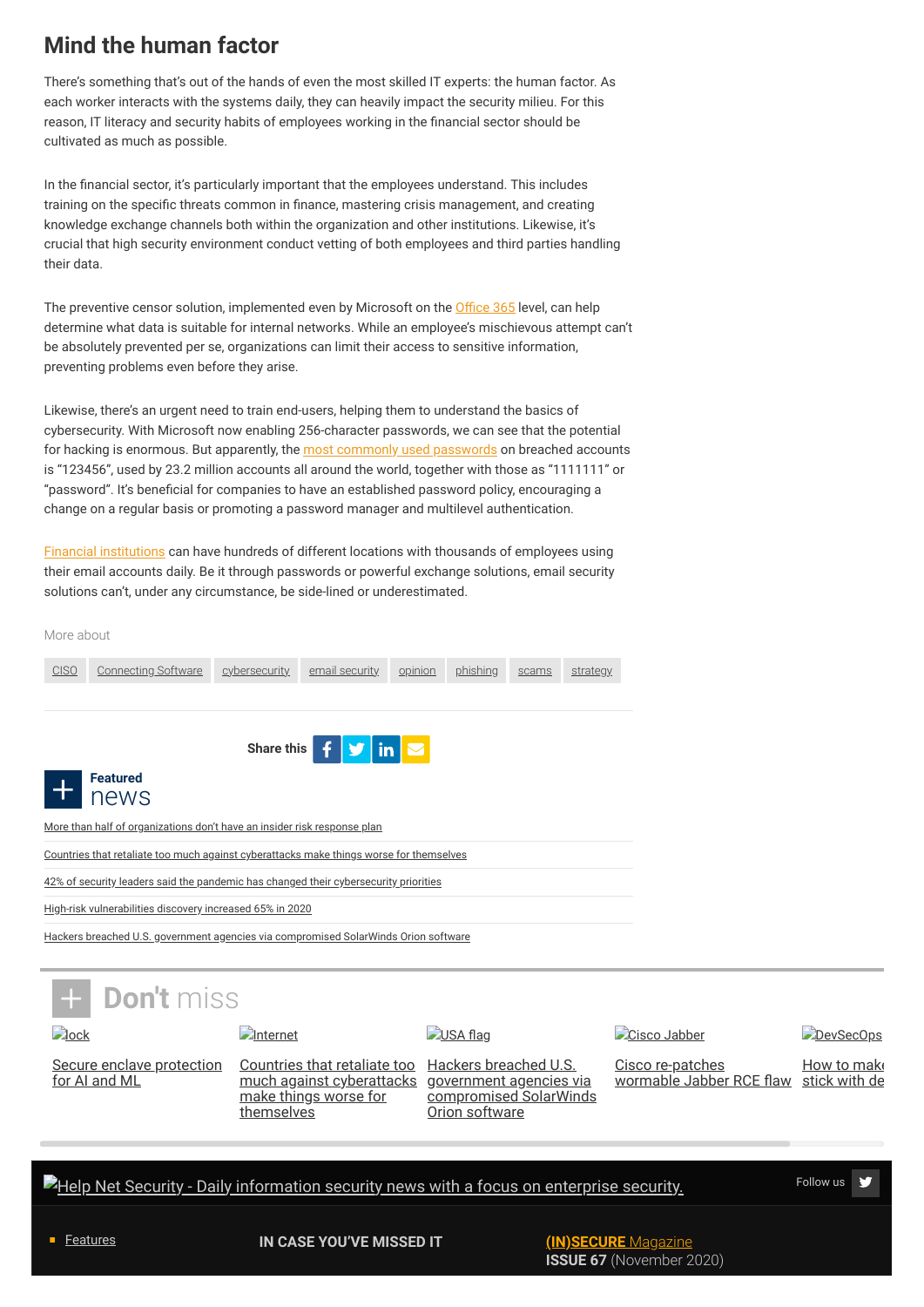## Mind the human factor

There's something that's out of the hands of even the most skilled IT experts: the human factor. As each worker interacts with the systems daily, they can heavily impact the security milieu. For this reason, IT literacy and security habits of employees working in the financial sector should be cultivated as much as possible.

In the financial sector, it's particularly important that the employees understand. This includes training on the specific threats common in finance, mastering crisis management, and creating knowledge exchange channels both within the organization and other institutions. Likewise, it's crucial that high security environment conduct vetting of both employees and third parties handling their data.

The preventive censor solution, implemented even by Microsoft on the Office 365 level, can help determine what data is suitable for internal networks. While an employee's mischievous attempt can't be absolutely prevented per se, organizations can limit their access to sensitive information, preventing problems even before they arise.

Likewise, there's an urgent need to train end-users, helping them to understand the basics of cybersecurity. With Microsoft now enabling 256-character passwords, we can see that the potential for hacking is enormous. But apparently, the most commonly used passwords on breached accounts is "123456", used by 23.2 million accounts all around the world, together with those as "1111111" or "password". It's beneficial for companies to have an established password policy, encouraging a change on a regular basis or promoting a password manager and multilevel authentication.

Financial institutions can have hundreds of different locations with thousands of employees using their email accounts daily. Be it through passwords or powerful exchange solutions, email security solutions can't, under any circumstance, be side-lined or underestimated.

More about

CISO | Connecting Software | cybersecurity | email security | opinion | phishing | scams | strategy

Share this

**Featured** news

- More than half of organizations don't have an insider risk response plan
- Countries that retaliate too much against cyberattacks make things worse for themselves
- 42% of security leaders said the pandemic has changed their cybersecurity priorities
- High-risk vulnerabilities discovery increased 65% in 2020
- Hackers breached U.S. government agencies via compromised SolarWinds Orion software

**Don't** miss

- Secure enclave protection for AI and ML
- Countries that retaliate too much against cyberattacks make things worse for themselves
- Hackers breached U.S. government agencies via compromised SolarWinds Orion software
- Cisco re-patches wormable Jabber RCE flaw
- How to make ... stick with de...

Help Net Security - Daily information security news with a focus on enterprise security.

Follow us

- Features

IN CASE YOU'VE MISSED IT

**(IN)SECURE** Magazine
**ISSUE 67** (November 2020)